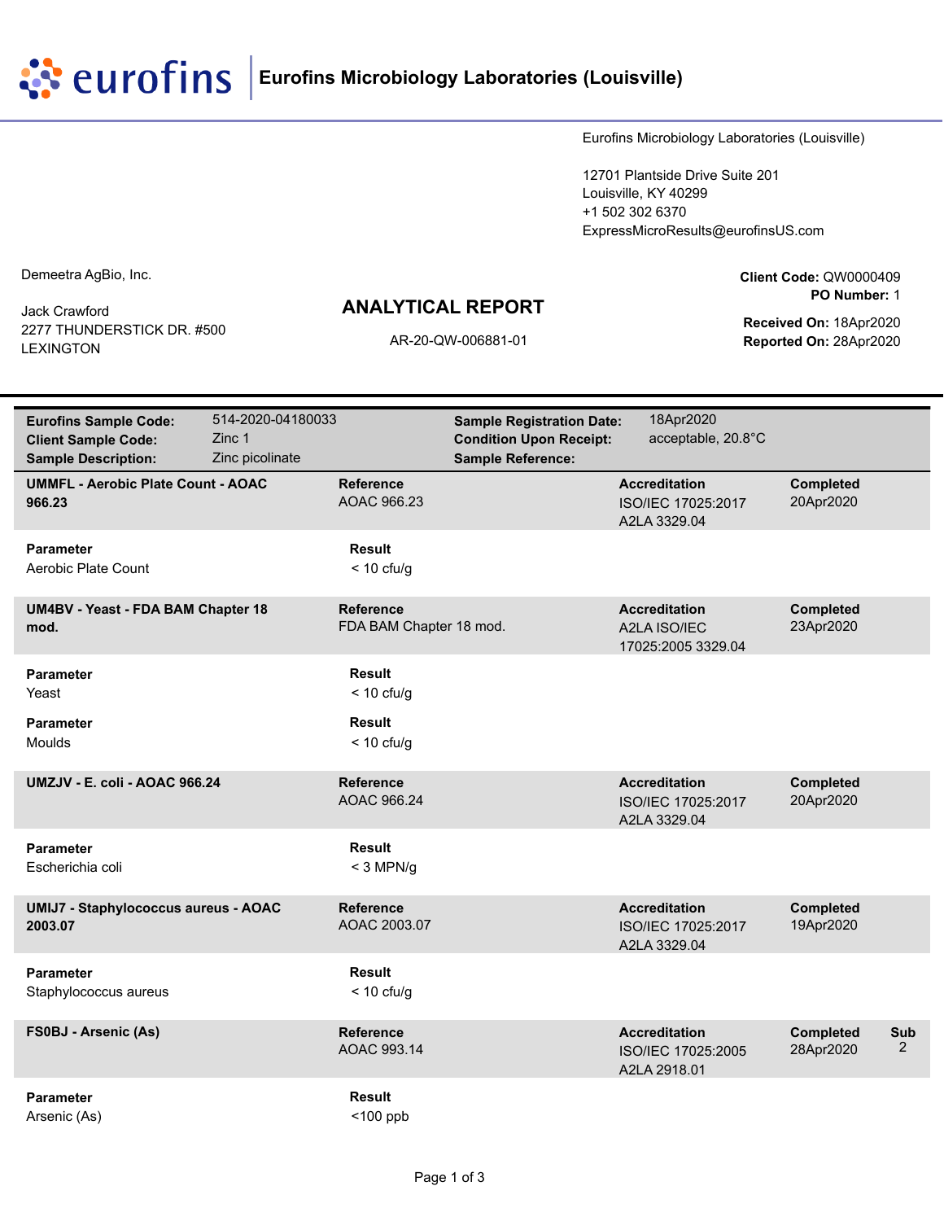# Eurofins Microbiology Laboratories (Louisville)

Eurofins Microbiology Laboratories (Louisville)

12701 Plantside Drive Suite 201
Louisville, KY 40299
+1 502 302 6370
ExpressMicroResults@eurofinsUS.com

Demeetra AgBio, Inc.

Jack Crawford
2277 THUNDERSTICK DR. #500
LEXINGTON

## ANALYTICAL REPORT

AR-20-QW-006881-01

**Client Code:** QW0000409
**PO Number:** 1
**Received On:** 18Apr2020
**Reported On:** 28Apr2020

| | | | |
|---|---|---|---|
| **Eurofins Sample Code:** | 514-2020-04180033 | **Sample Registration Date:** | 18Apr2020 |
| **Client Sample Code:** | Zinc 1 | **Condition Upon Receipt:** | acceptable, 20.8°C |
| **Sample Description:** | Zinc picolinate | **Sample Reference:** | |

| Test | Reference | Accreditation | Completed | |
|---|---|---|---|---|
| **UMMFL - Aerobic Plate Count - AOAC 966.23** | AOAC 966.23 | ISO/IEC 17025:2017 A2LA 3329.04 | 20Apr2020 | |

| Parameter | Result |
|---|---|
| Aerobic Plate Count | < 10 cfu/g |

| Test | Reference | Accreditation | Completed | |
|---|---|---|---|---|
| **UM4BV - Yeast - FDA BAM Chapter 18 mod.** | FDA BAM Chapter 18 mod. | A2LA ISO/IEC 17025:2005 3329.04 | 23Apr2020 | |

| Parameter | Result |
|---|---|
| Yeast | < 10 cfu/g |
| Moulds | < 10 cfu/g |

| Test | Reference | Accreditation | Completed | |
|---|---|---|---|---|
| **UMZJV - E. coli - AOAC 966.24** | AOAC 966.24 | ISO/IEC 17025:2017 A2LA 3329.04 | 20Apr2020 | |

| Parameter | Result |
|---|---|
| Escherichia coli | < 3 MPN/g |

| Test | Reference | Accreditation | Completed | |
|---|---|---|---|---|
| **UMIJ7 - Staphylococcus aureus - AOAC 2003.07** | AOAC 2003.07 | ISO/IEC 17025:2017 A2LA 3329.04 | 19Apr2020 | |

| Parameter | Result |
|---|---|
| Staphylococcus aureus | < 10 cfu/g |

| Test | Reference | Accreditation | Completed | Sub |
|---|---|---|---|---|
| **FS0BJ - Arsenic (As)** | AOAC 993.14 | ISO/IEC 17025:2005 A2LA 2918.01 | 28Apr2020 | 2 |

| Parameter | Result |
|---|---|
| Arsenic (As) | <100 ppb |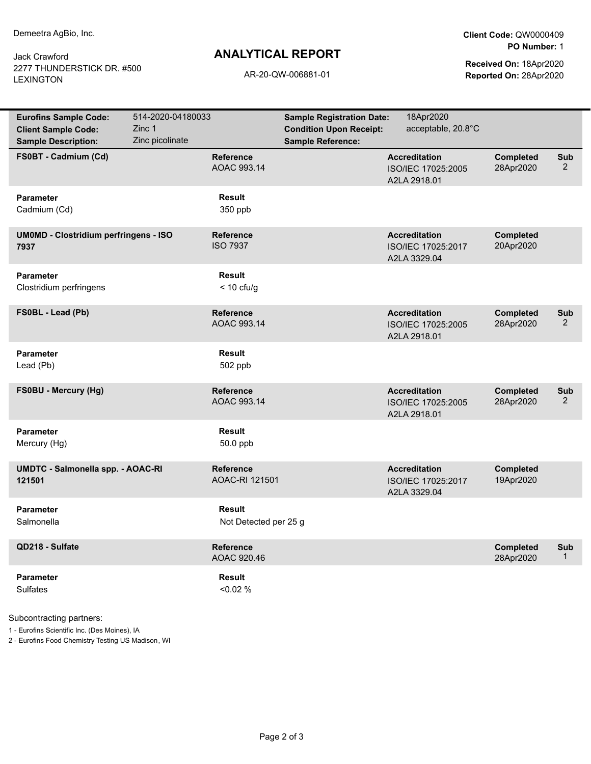Demeetra AgBio, Inc.

Jack Crawford
2277 THUNDERSTICK DR. #500
LEXINGTON

# ANALYTICAL REPORT

AR-20-QW-006881-01

**Client Code:** QW0000409
**PO Number:** 1

**Received On:** 18Apr2020
**Reported On:** 28Apr2020

| | | | |
|---|---|---|---|
| **Eurofins Sample Code:** | 514-2020-04180033 | **Sample Registration Date:** | 18Apr2020 |
| **Client Sample Code:** | Zinc 1 | **Condition Upon Receipt:** | acceptable, 20.8°C |
| **Sample Description:** | Zinc picolinate | **Sample Reference:** | |

| **FS0BT - Cadmium (Cd)** | **Reference** | **Accreditation** | **Completed** | **Sub** |
|---|---|---|---|---|
| | AOAC 993.14 | ISO/IEC 17025:2005 A2LA 2918.01 | 28Apr2020 | 2 |

| **Parameter** | **Result** |
|---|---|
| Cadmium (Cd) | 350 ppb |

| **UM0MD - Clostridium perfringens - ISO 7937** | **Reference** | **Accreditation** | **Completed** |
|---|---|---|---|
| | ISO 7937 | ISO/IEC 17025:2017 A2LA 3329.04 | 20Apr2020 |

| **Parameter** | **Result** |
|---|---|
| Clostridium perfringens | < 10 cfu/g |

| **FS0BL - Lead (Pb)** | **Reference** | **Accreditation** | **Completed** | **Sub** |
|---|---|---|---|---|
| | AOAC 993.14 | ISO/IEC 17025:2005 A2LA 2918.01 | 28Apr2020 | 2 |

| **Parameter** | **Result** |
|---|---|
| Lead (Pb) | 502 ppb |

| **FS0BU - Mercury (Hg)** | **Reference** | **Accreditation** | **Completed** | **Sub** |
|---|---|---|---|---|
| | AOAC 993.14 | ISO/IEC 17025:2005 A2LA 2918.01 | 28Apr2020 | 2 |

| **Parameter** | **Result** |
|---|---|
| Mercury (Hg) | 50.0 ppb |

| **UMDTC - Salmonella spp. - AOAC-RI 121501** | **Reference** | **Accreditation** | **Completed** |
|---|---|---|---|
| | AOAC-RI 121501 | ISO/IEC 17025:2017 A2LA 3329.04 | 19Apr2020 |

| **Parameter** | **Result** |
|---|---|
| Salmonella | Not Detected per 25 g |

| **QD218 - Sulfate** | **Reference** | **Completed** | **Sub** |
|---|---|---|---|
| | AOAC 920.46 | 28Apr2020 | 1 |

| **Parameter** | **Result** |
|---|---|
| Sulfates | <0.02 % |

Subcontracting partners:

1 - Eurofins Scientific Inc. (Des Moines), IA
2 - Eurofins Food Chemistry Testing US Madison, WI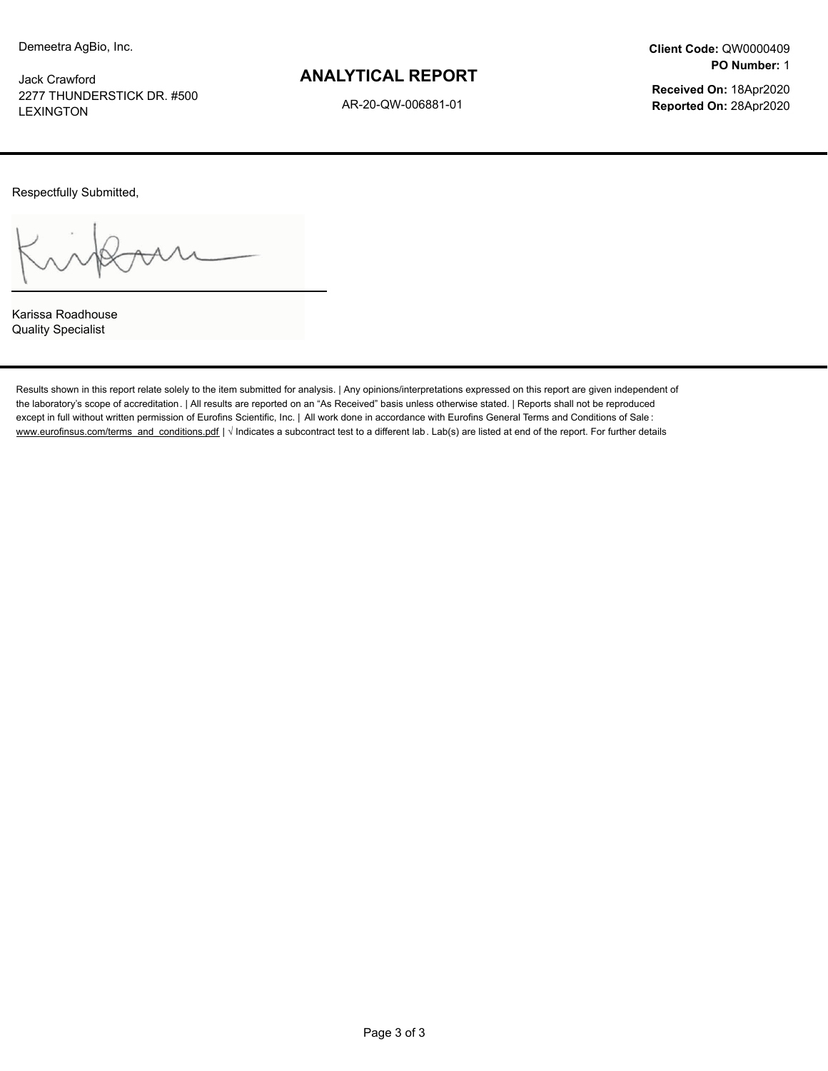Demeetra AgBio, Inc.

Jack Crawford
2277 THUNDERSTICK DR. #500
LEXINGTON

# ANALYTICAL REPORT

AR-20-QW-006881-01

**Client Code:** QW0000409
**PO Number:** 1

**Received On:** 18Apr2020
**Reported On:** 28Apr2020

---

Respectfully Submitted,

Karissa Roadhouse
Quality Specialist

---

Results shown in this report relate solely to the item submitted for analysis. | Any opinions/interpretations expressed on this report are given independent of the laboratory's scope of accreditation. | All results are reported on an "As Received" basis unless otherwise stated. | Reports shall not be reproduced except in full without written permission of Eurofins Scientific, Inc. | All work done in accordance with Eurofins General Terms and Conditions of Sale: www.eurofinsus.com/terms_and_conditions.pdf | √ Indicates a subcontract test to a different lab. Lab(s) are listed at end of the report. For further details